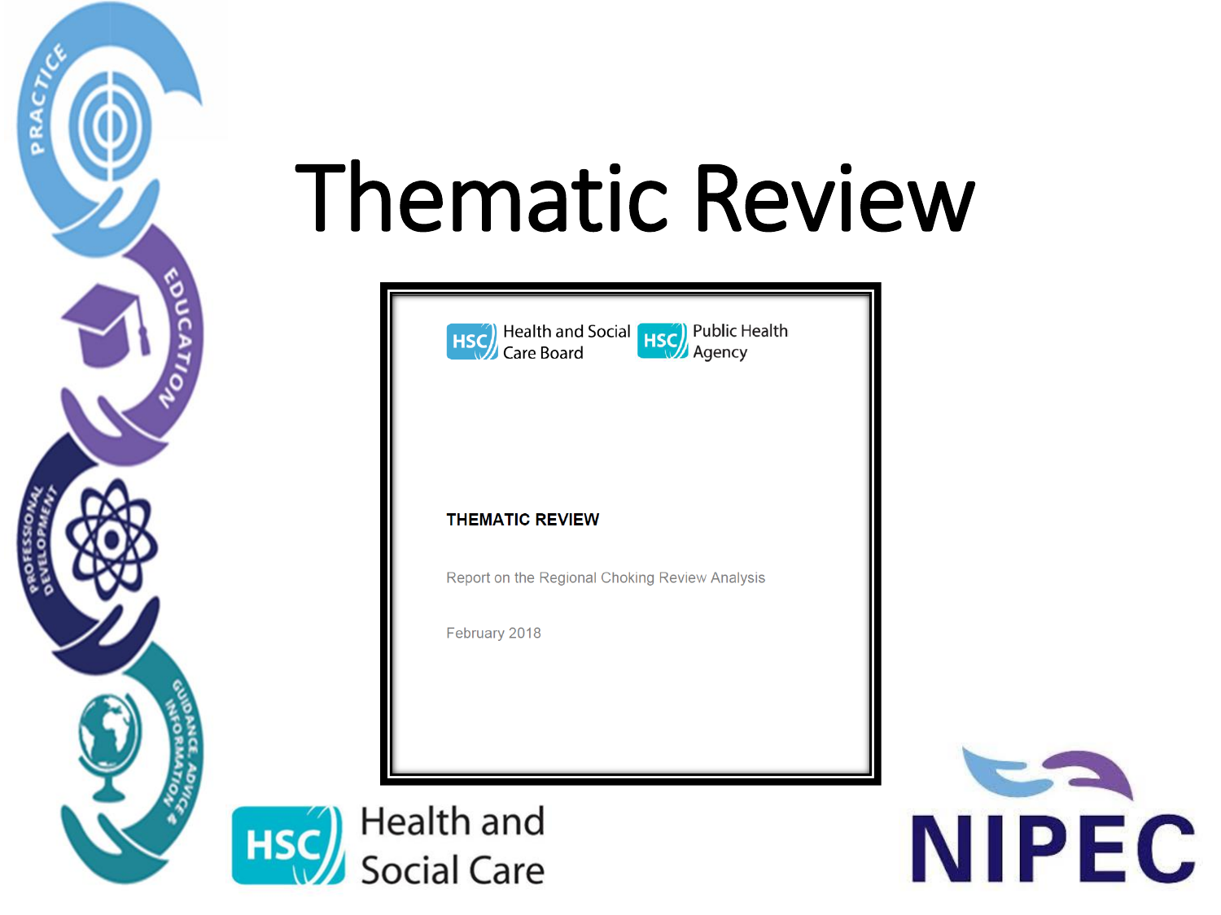# Thematic Review

Health and Social Care Board

Public Health Agency

**THEMATIC REVIEW**

Report on the Regional Choking Review Analysis

February 2018

Health and Social Care

NIPEC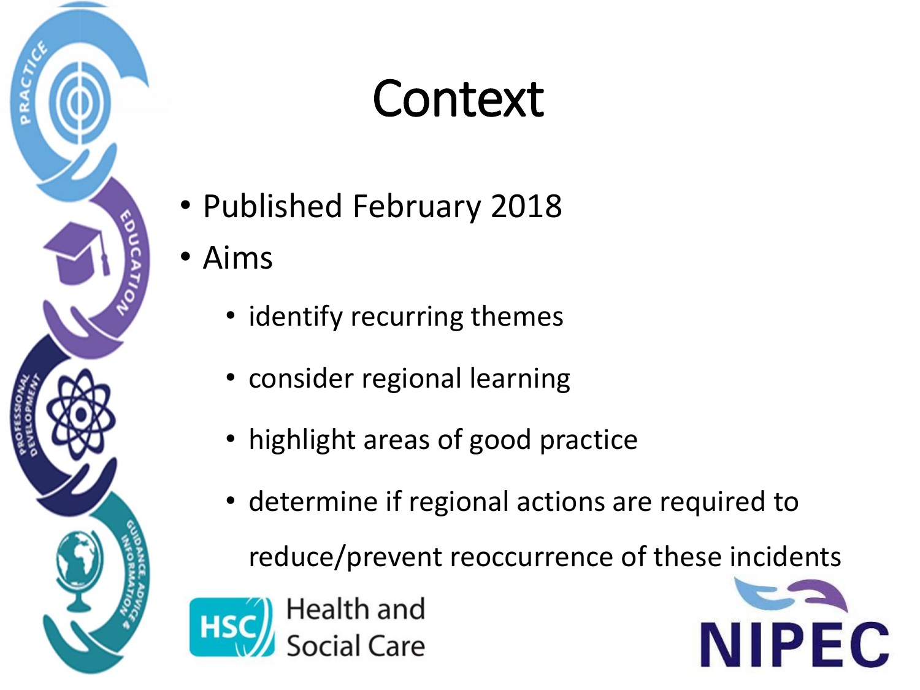# Context

- Published February 2018
- Aims
  - identify recurring themes
  - consider regional learning
  - highlight areas of good practice
  - determine if regional actions are required to reduce/prevent reoccurrence of these incidents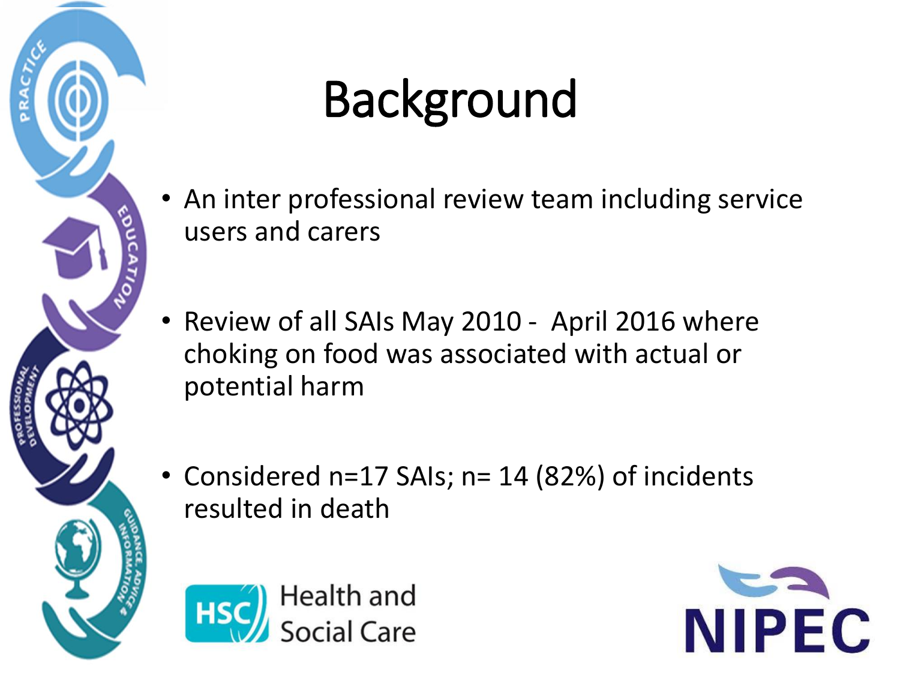# Background

- An inter professional review team including service users and carers
- Review of all SAIs May 2010 - April 2016 where choking on food was associated with actual or potential harm
- Considered n=17 SAIs; n= 14 (82%) of incidents resulted in death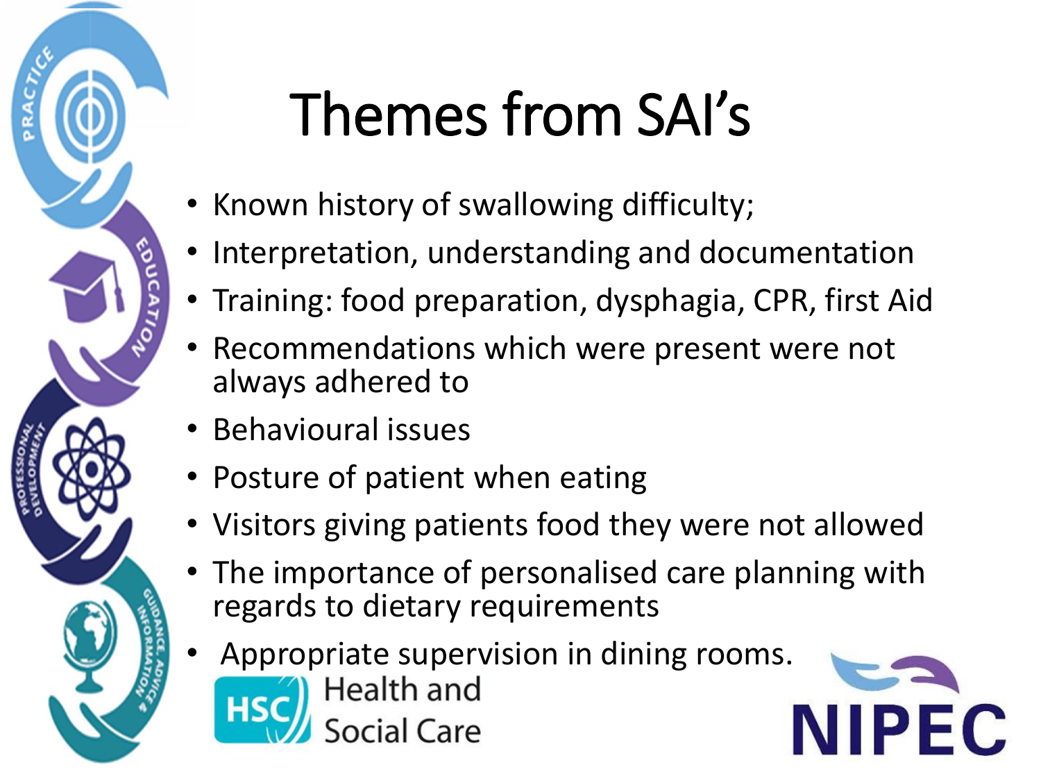# Themes from SAI's

- Known history of swallowing difficulty;
- Interpretation, understanding and documentation
- Training: food preparation, dysphagia, CPR, first Aid
- Recommendations which were present were not always adhered to
- Behavioural issues
- Posture of patient when eating
- Visitors giving patients food they were not allowed
- The importance of personalised care planning with regards to dietary requirements
- Appropriate supervision in dining rooms.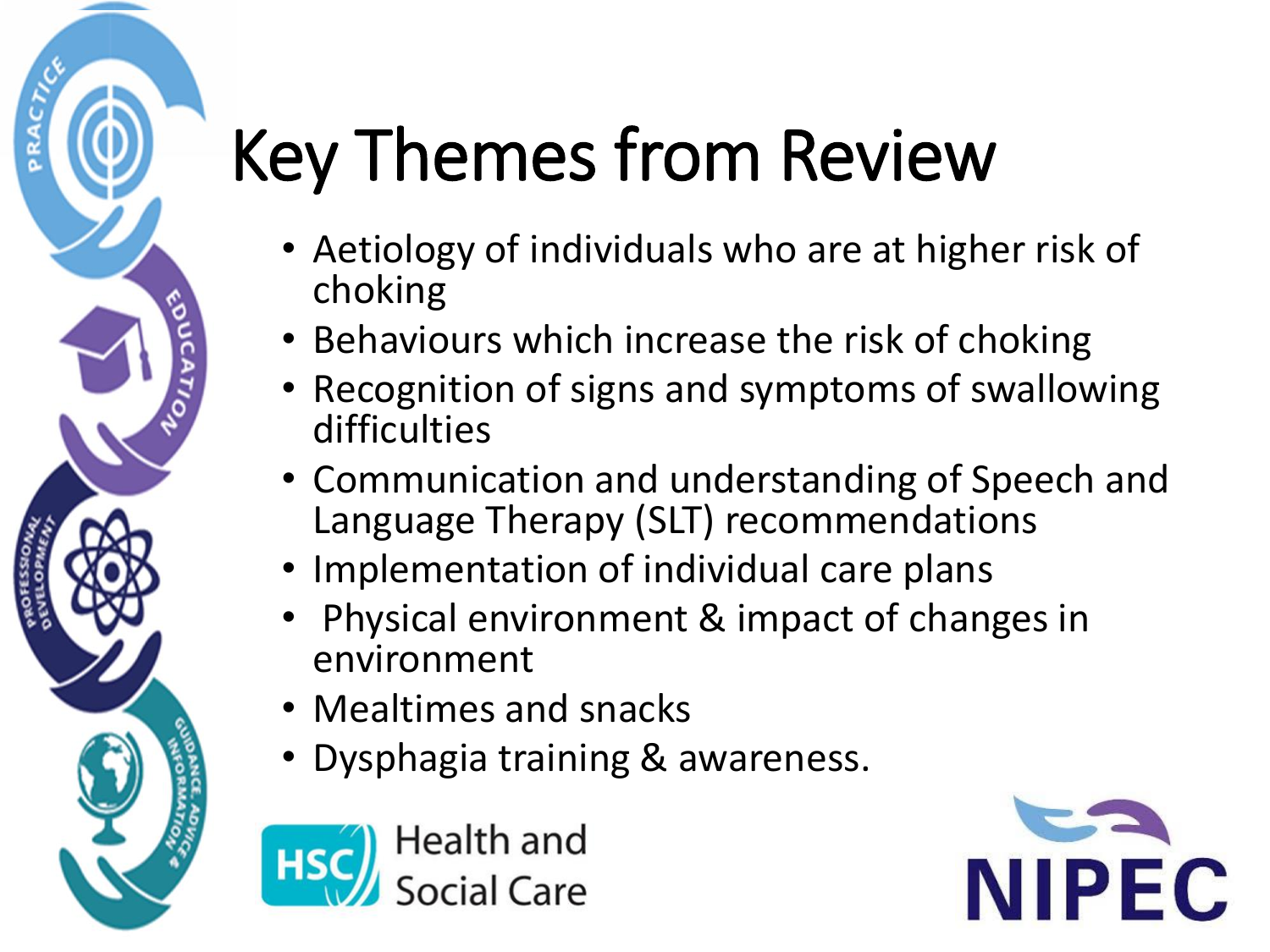# Key Themes from Review

- Aetiology of individuals who are at higher risk of choking
- Behaviours which increase the risk of choking
- Recognition of signs and symptoms of swallowing difficulties
- Communication and understanding of Speech and Language Therapy (SLT) recommendations
- Implementation of individual care plans
- Physical environment & impact of changes in environment
- Mealtimes and snacks
- Dysphagia training & awareness.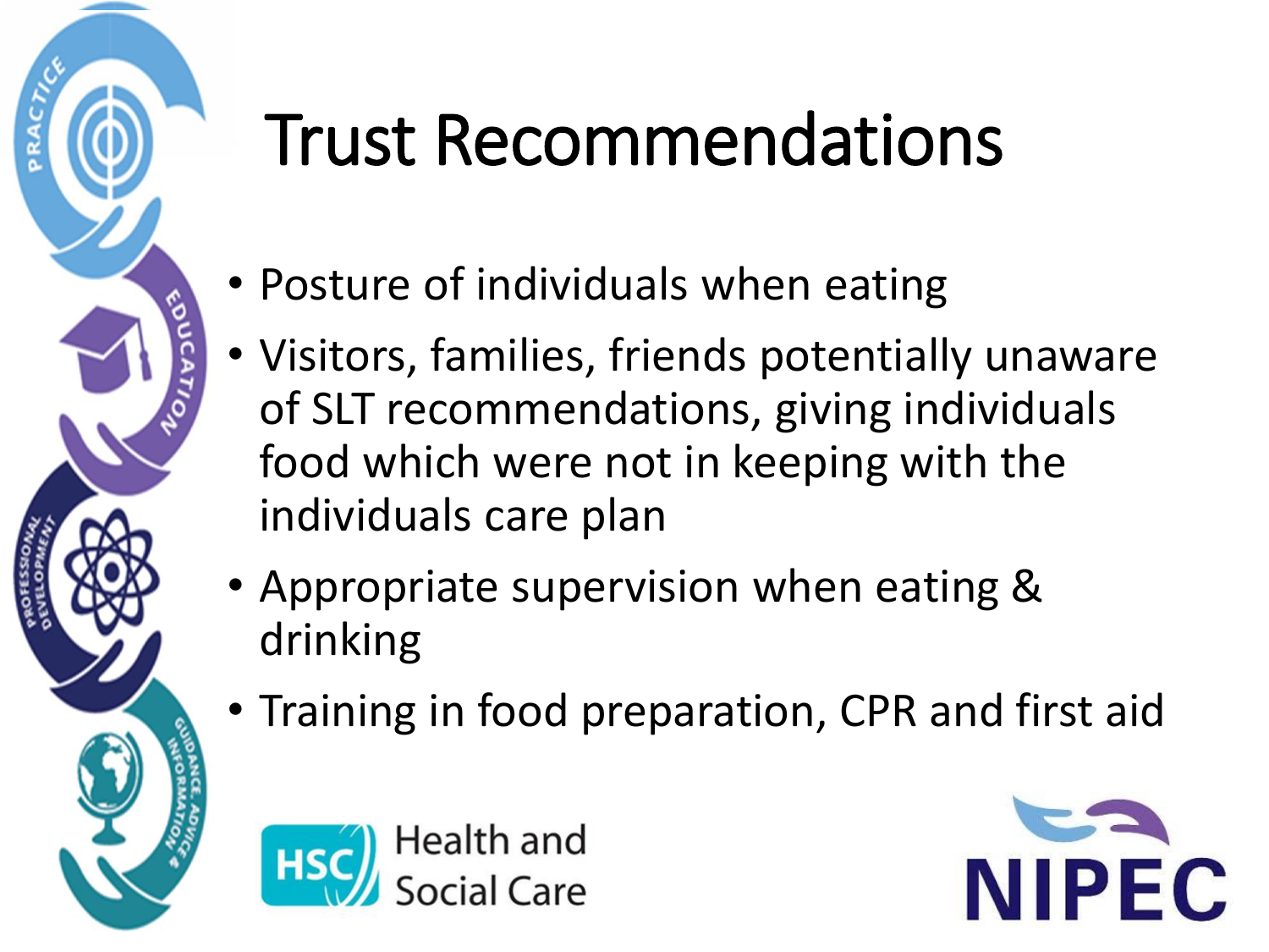# Trust Recommendations

- Posture of individuals when eating
- Visitors, families, friends potentially unaware of SLT recommendations, giving individuals food which were not in keeping with the individuals care plan
- Appropriate supervision when eating & drinking
- Training in food preparation, CPR and first aid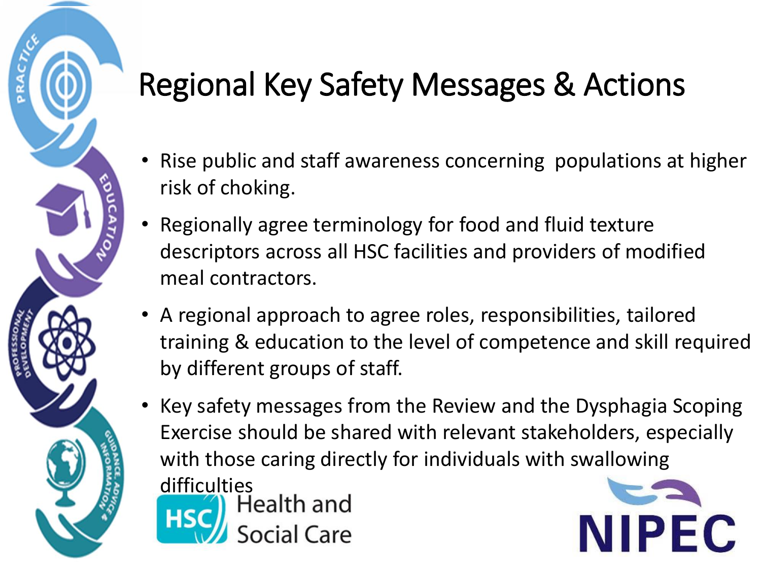# Regional Key Safety Messages & Actions

- Rise public and staff awareness concerning  populations at higher risk of choking.
- Regionally agree terminology for food and fluid texture descriptors across all HSC facilities and providers of modified meal contractors.
- A regional approach to agree roles, responsibilities, tailored training & education to the level of competence and skill required by different groups of staff.
- Key safety messages from the Review and the Dysphagia Scoping Exercise should be shared with relevant stakeholders, especially with those caring directly for individuals with swallowing difficulties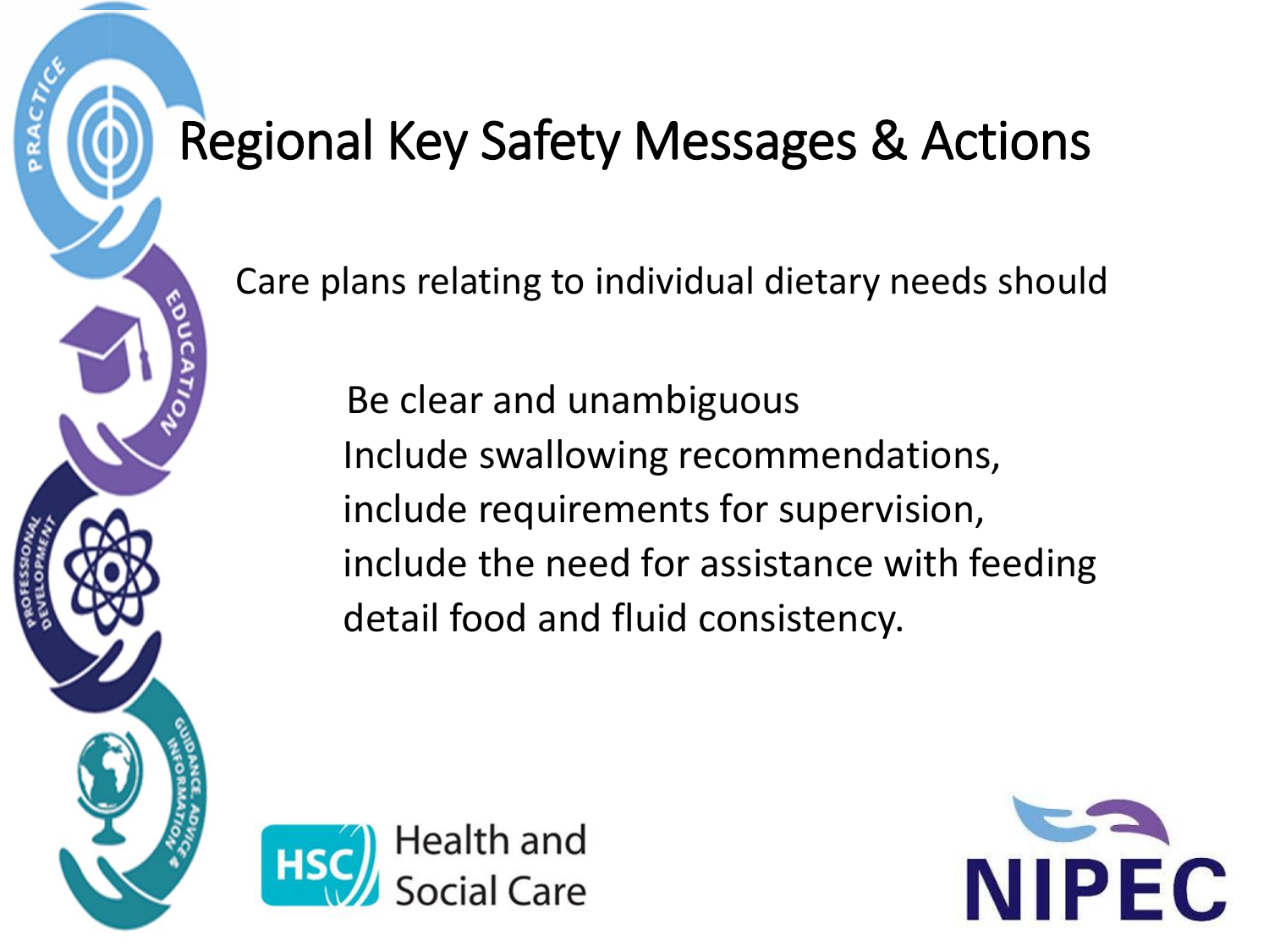# Regional Key Safety Messages & Actions

Care plans relating to individual dietary needs should

- Be clear and unambiguous
- Include swallowing recommendations,
- include requirements for supervision,
- include the need for assistance with feeding
- detail food and fluid consistency.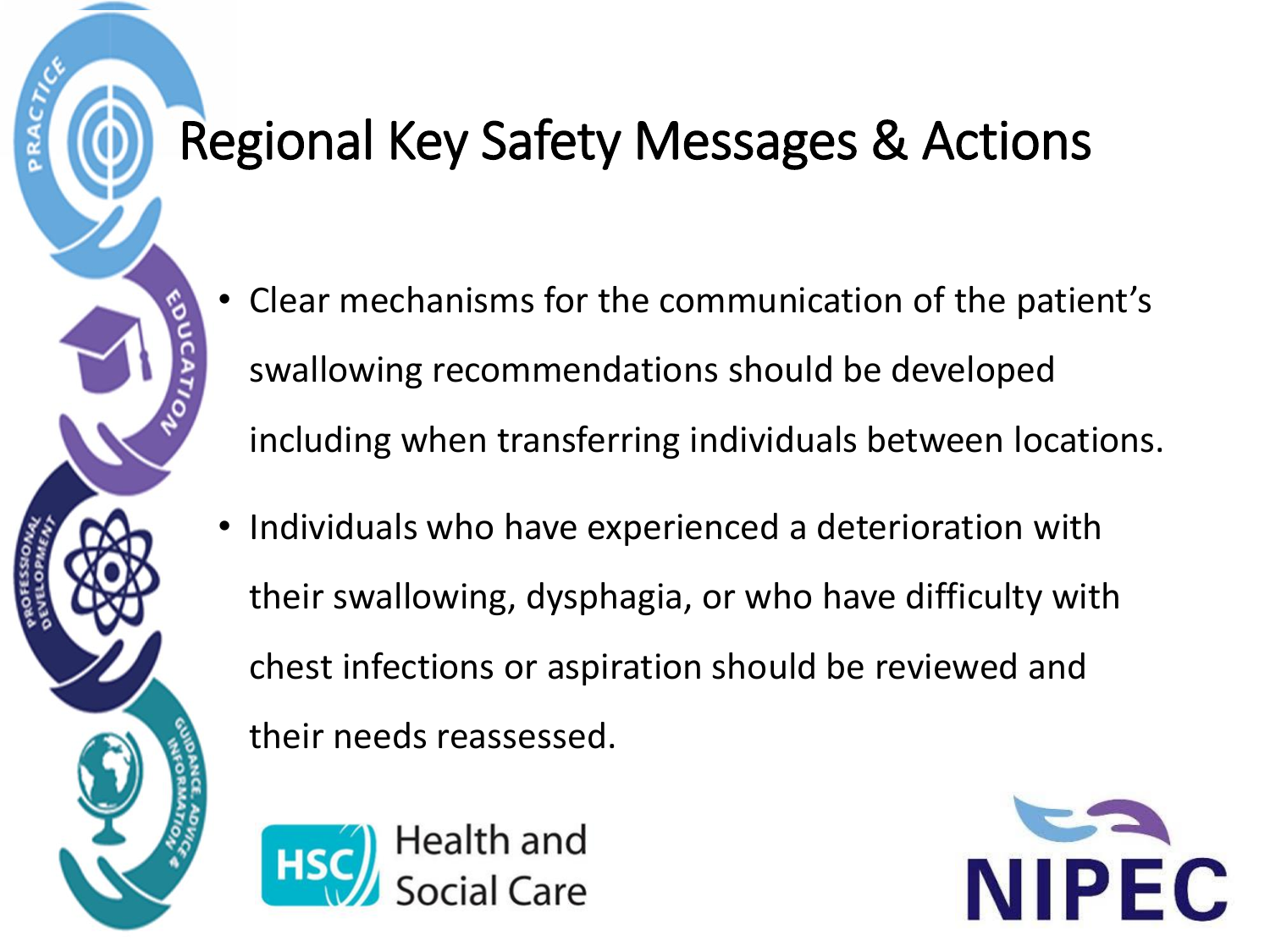# Regional Key Safety Messages & Actions

- Clear mechanisms for the communication of the patient's swallowing recommendations should be developed including when transferring individuals between locations.
- Individuals who have experienced a deterioration with their swallowing, dysphagia, or who have difficulty with chest infections or aspiration should be reviewed and their needs reassessed.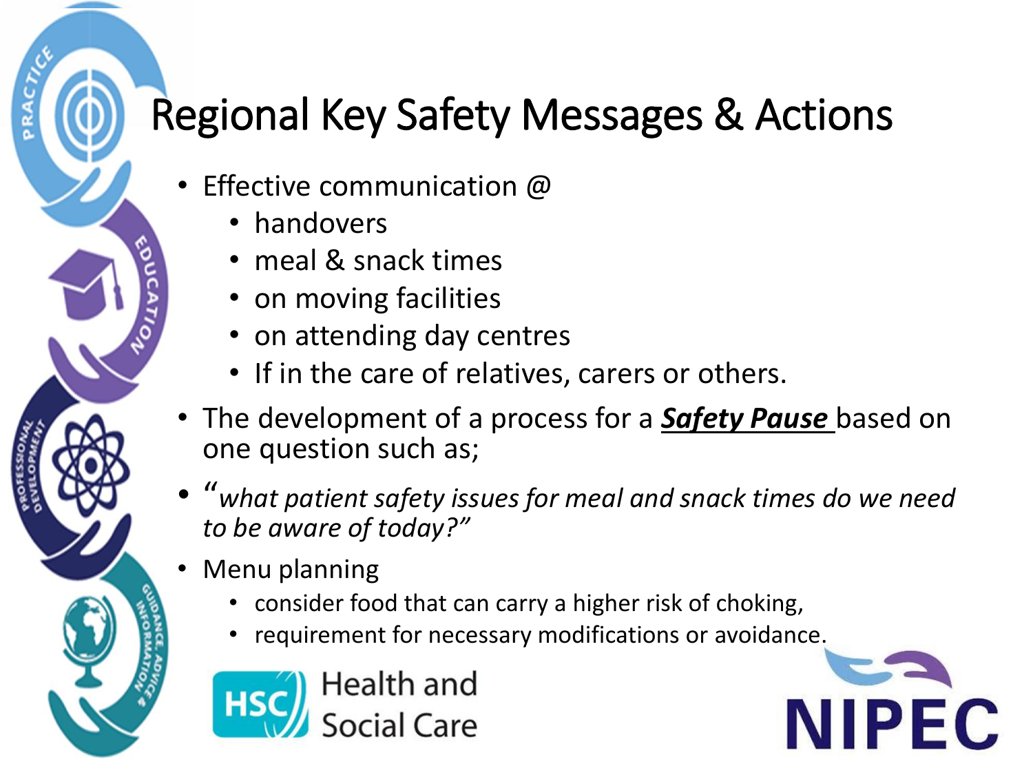# Regional Key Safety Messages & Actions

- Effective communication @
  - handovers
  - meal & snack times
  - on moving facilities
  - on attending day centres
  - If in the care of relatives, carers or others.
- The development of a process for a ***<u>Safety Pause</u>*** based on one question such as;
- "*what patient safety issues for meal and snack times do we need to be aware of today?"*
- Menu planning
  - consider food that can carry a higher risk of choking,
  - requirement for necessary modifications or avoidance.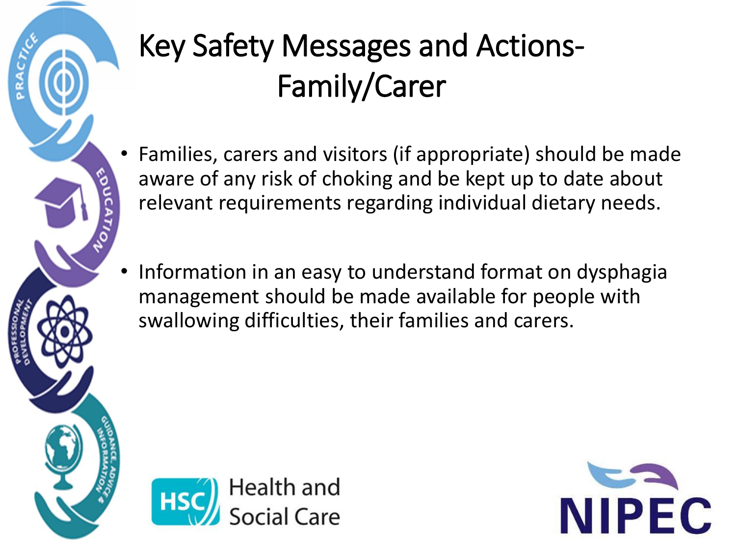# Key Safety Messages and Actions- Family/Carer

- Families, carers and visitors (if appropriate) should be made aware of any risk of choking and be kept up to date about relevant requirements regarding individual dietary needs.

- Information in an easy to understand format on dysphagia management should be made available for people with swallowing difficulties, their families and carers.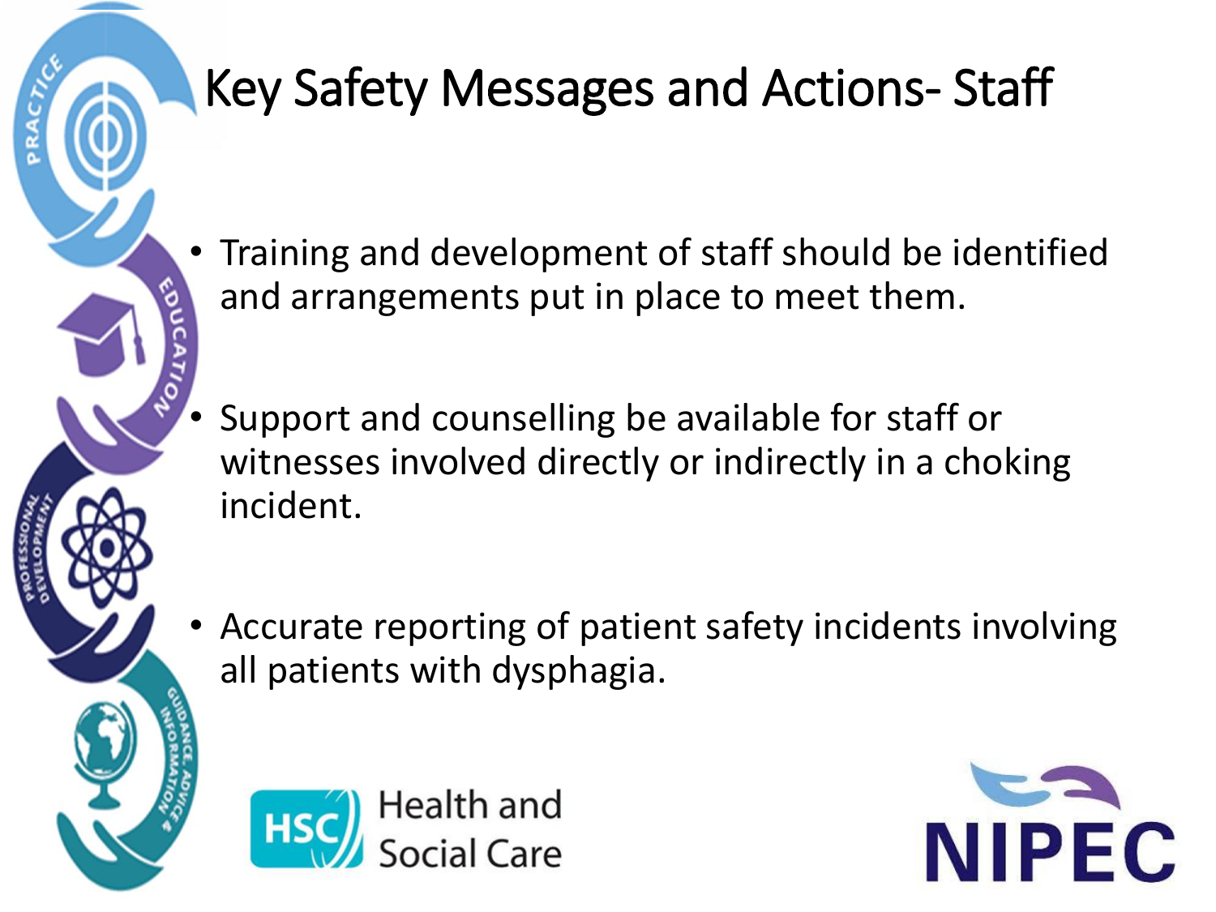# Key Safety Messages and Actions- Staff

- Training and development of staff should be identified and arrangements put in place to meet them.
- Support and counselling be available for staff or witnesses involved directly or indirectly in a choking incident.
- Accurate reporting of patient safety incidents involving all patients with dysphagia.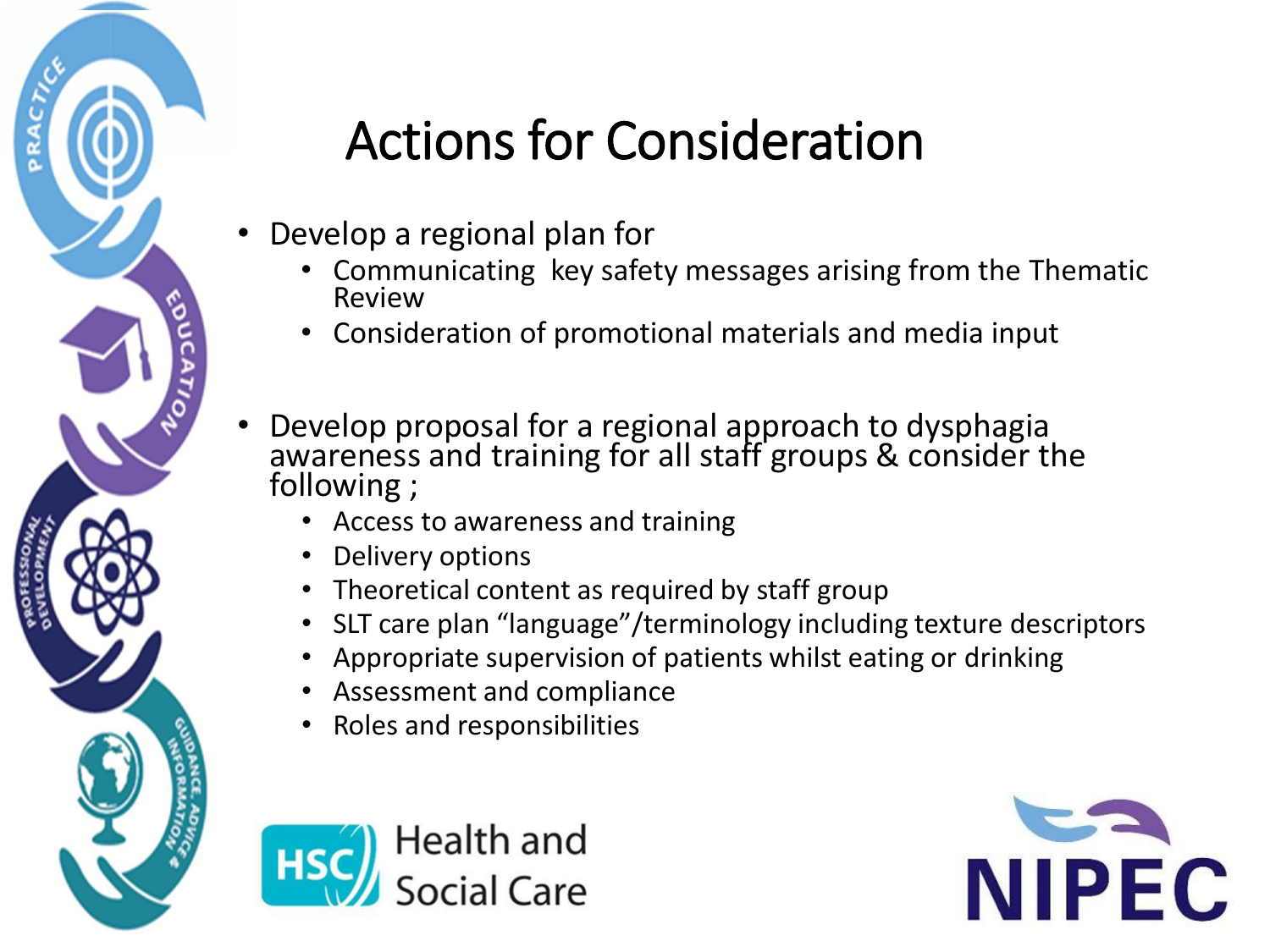# Actions for Consideration

- Develop a regional plan for
  - Communicating key safety messages arising from the Thematic Review
  - Consideration of promotional materials and media input

- Develop proposal for a regional approach to dysphagia awareness and training for all staff groups & consider the following ;
  - Access to awareness and training
  - Delivery options
  - Theoretical content as required by staff group
  - SLT care plan "language"/terminology including texture descriptors
  - Appropriate supervision of patients whilst eating or drinking
  - Assessment and compliance
  - Roles and responsibilities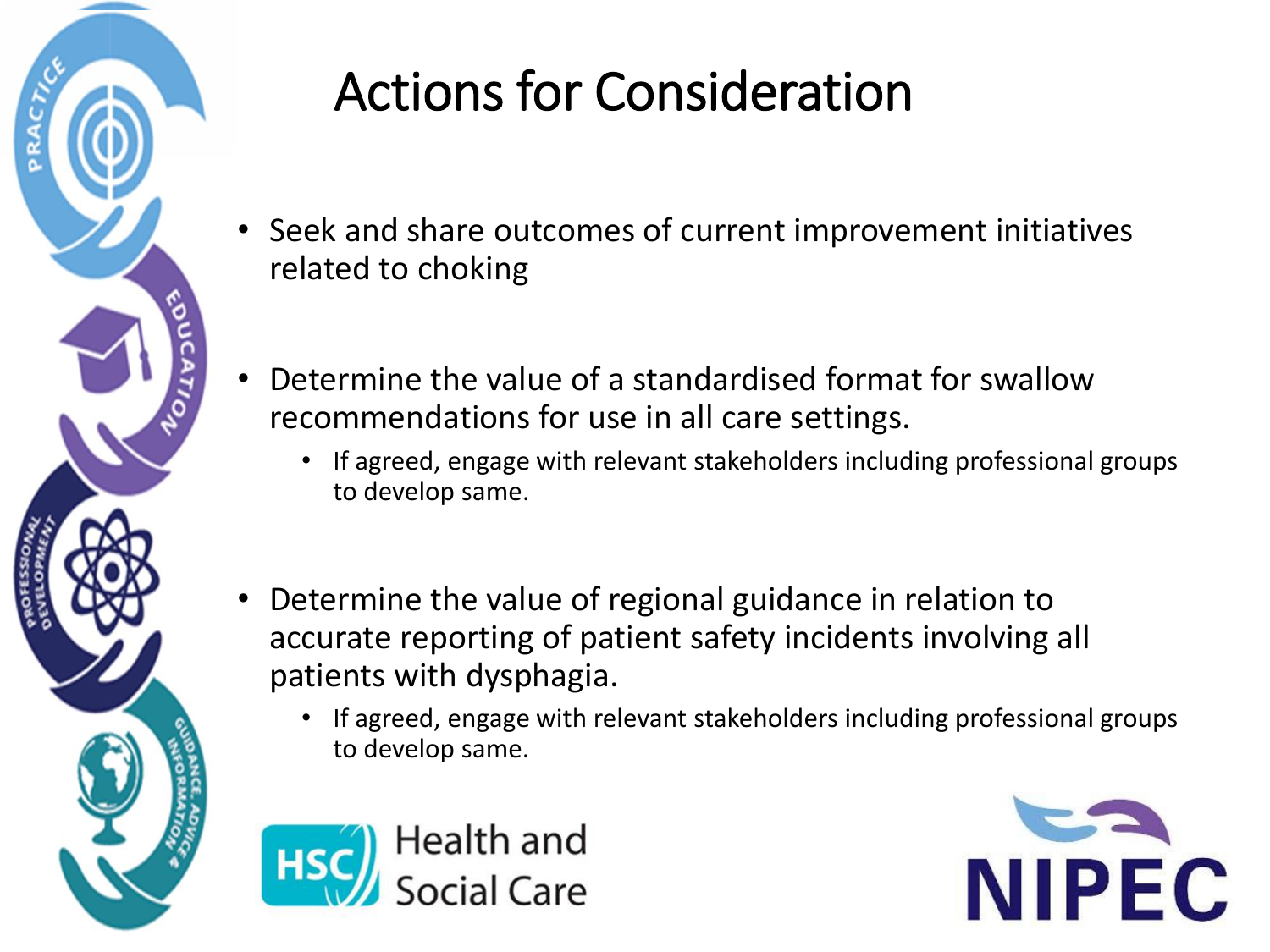# Actions for Consideration

- Seek and share outcomes of current improvement initiatives related to choking

- Determine the value of a standardised format for swallow recommendations for use in all care settings.
  - If agreed, engage with relevant stakeholders including professional groups to develop same.

- Determine the value of regional guidance in relation to accurate reporting of patient safety incidents involving all patients with dysphagia.
  - If agreed, engage with relevant stakeholders including professional groups to develop same.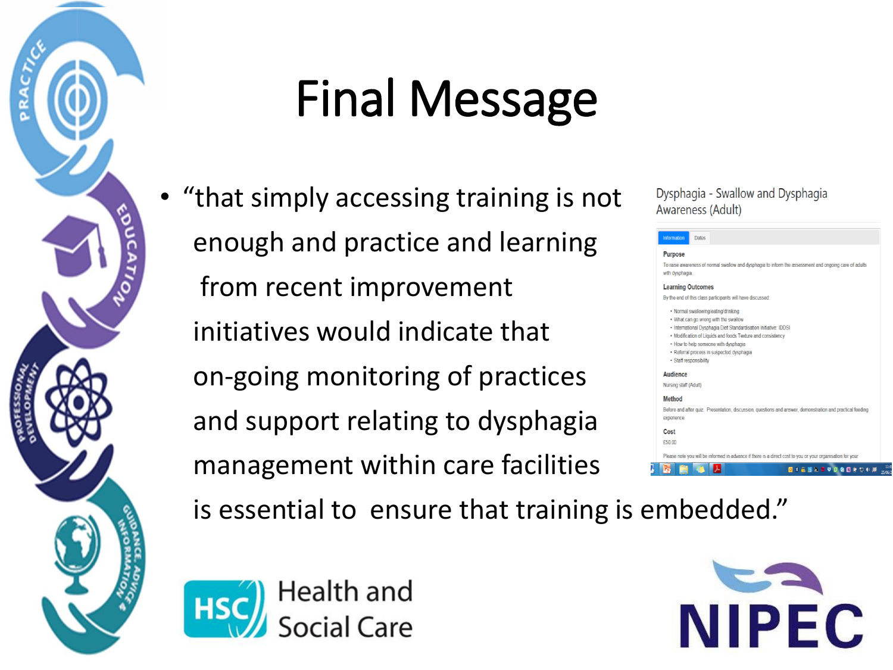# Final Message

- "that simply accessing training is not enough and practice and learning from recent improvement initiatives would indicate that on-going monitoring of practices and support relating to dysphagia management within care facilities is essential to ensure that training is embedded."

Dysphagia - Swallow and Dysphagia Awareness (Adult)

Information | Dates

**Purpose**

To raise awareness of normal swallow and dysphagia to inform the assessment and ongoing care of adults with dysphagia.

**Learning Outcomes**

By the end of this class participants will have discussed:

- Normal swallowing/eating/drinking
- What can go wrong with the swallow
- International Dysphagia Diet Standardisation Initiative: IDDSI
- Modification of Liquids and foods Texture and consistency
- How to help someone with dysphagia
- Referral process in suspected dysphagia
- Staff responsibility

**Audience**

Nursing staff (Adult)

**Method**

Before and after quiz. Presentation, discussion, questions and answer, demonstration and practical feeding experience.

**Cost**

£50.00

Please note you will be informed in advance if there is a direct cost to you or your organisation for your

HSC Health and Social Care

NIPEC